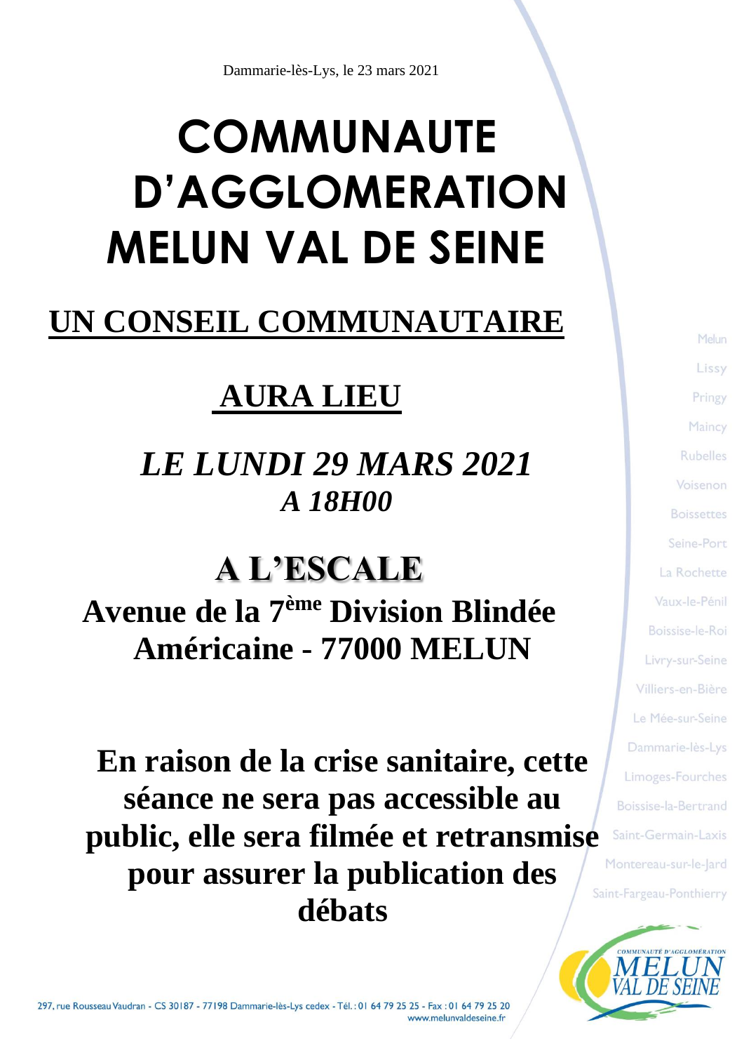Dammarie-lès-Lys, le 23 mars 2021

# COMMUNAUTE D'AGGLOMERATION MELUN VAL DE SEINE

## UN CONSEIL COMMUNAUTAIRE

## AURA LIEU

***LE LUNDI 29 MARS 2021***
***A 18H00***

## A L'ESCALE

**Avenue de la 7ème Division Blindée Américaine - 77000 MELUN**

**En raison de la crise sanitaire, cette séance ne sera pas accessible au public, elle sera filmée et retransmise pour assurer la publication des débats**

Melun
Lissy
Pringy
Maincy
Rubelles
Voisenon
Boissettes
Seine-Port
La Rochette
Vaux-le-Pénil
Boissise-le-Roi
Livry-sur-Seine
Villiers-en-Bière
Le Mée-sur-Seine
Dammarie-lès-Lys
Limoges-Fourches
Boissise-la-Bertrand
Saint-Germain-Laxis
Montereau-sur-le-Jard
Saint-Fargeau-Ponthierry

297, rue Rousseau Vaudran - CS 30187 - 77198 Dammarie-lès-Lys cedex - Tél. : 01 64 79 25 25 - Fax : 01 64 79 25 20
www.melunvaldeseine.fr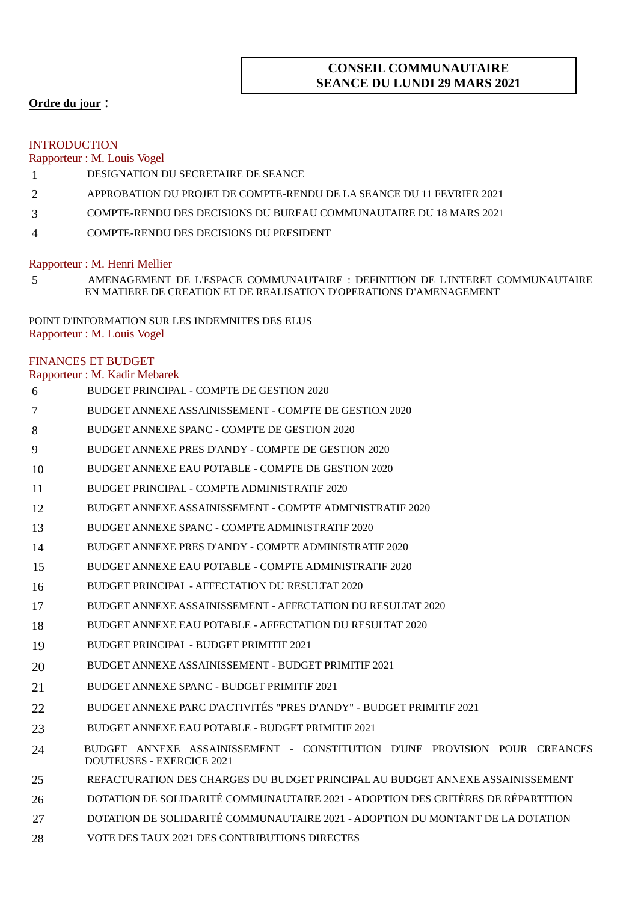**CONSEIL COMMUNAUTAIRE**
**SEANCE DU LUNDI 29 MARS 2021**

**Ordre du jour** :

INTRODUCTION
Rapporteur : M. Louis Vogel

1. DESIGNATION DU SECRETAIRE DE SEANCE
2. APPROBATION DU PROJET DE COMPTE-RENDU DE LA SEANCE DU 11 FEVRIER 2021
3. COMPTE-RENDU DES DECISIONS DU BUREAU COMMUNAUTAIRE DU 18 MARS 2021
4. COMPTE-RENDU DES DECISIONS DU PRESIDENT

Rapporteur : M. Henri Mellier

5. AMENAGEMENT DE L'ESPACE COMMUNAUTAIRE : DEFINITION DE L'INTERET COMMUNAUTAIRE EN MATIERE DE CREATION ET DE REALISATION D'OPERATIONS D'AMENAGEMENT

POINT D'INFORMATION SUR LES INDEMNITES DES ELUS
Rapporteur : M. Louis Vogel

FINANCES ET BUDGET
Rapporteur : M. Kadir Mebarek

6. BUDGET PRINCIPAL - COMPTE DE GESTION 2020
7. BUDGET ANNEXE ASSAINISSEMENT - COMPTE DE GESTION 2020
8. BUDGET ANNEXE SPANC - COMPTE DE GESTION 2020
9. BUDGET ANNEXE PRES D'ANDY - COMPTE DE GESTION 2020
10. BUDGET ANNEXE EAU POTABLE - COMPTE DE GESTION 2020
11. BUDGET PRINCIPAL - COMPTE ADMINISTRATIF 2020
12. BUDGET ANNEXE ASSAINISSEMENT - COMPTE ADMINISTRATIF 2020
13. BUDGET ANNEXE SPANC - COMPTE ADMINISTRATIF 2020
14. BUDGET ANNEXE PRES D'ANDY - COMPTE ADMINISTRATIF 2020
15. BUDGET ANNEXE EAU POTABLE - COMPTE ADMINISTRATIF 2020
16. BUDGET PRINCIPAL - AFFECTATION DU RESULTAT 2020
17. BUDGET ANNEXE ASSAINISSEMENT - AFFECTATION DU RESULTAT 2020
18. BUDGET ANNEXE EAU POTABLE - AFFECTATION DU RESULTAT 2020
19. BUDGET PRINCIPAL - BUDGET PRIMITIF 2021
20. BUDGET ANNEXE ASSAINISSEMENT - BUDGET PRIMITIF 2021
21. BUDGET ANNEXE SPANC - BUDGET PRIMITIF 2021
22. BUDGET ANNEXE PARC D'ACTIVITÉS "PRES D'ANDY" - BUDGET PRIMITIF 2021
23. BUDGET ANNEXE EAU POTABLE - BUDGET PRIMITIF 2021
24. BUDGET ANNEXE ASSAINISSEMENT - CONSTITUTION D'UNE PROVISION POUR CREANCES DOUTEUSES - EXERCICE 2021
25. REFACTURATION DES CHARGES DU BUDGET PRINCIPAL AU BUDGET ANNEXE ASSAINISSEMENT
26. DOTATION DE SOLIDARITÉ COMMUNAUTAIRE 2021 - ADOPTION DES CRITÈRES DE RÉPARTITION
27. DOTATION DE SOLIDARITÉ COMMUNAUTAIRE 2021 - ADOPTION DU MONTANT DE LA DOTATION
28. VOTE DES TAUX 2021 DES CONTRIBUTIONS DIRECTES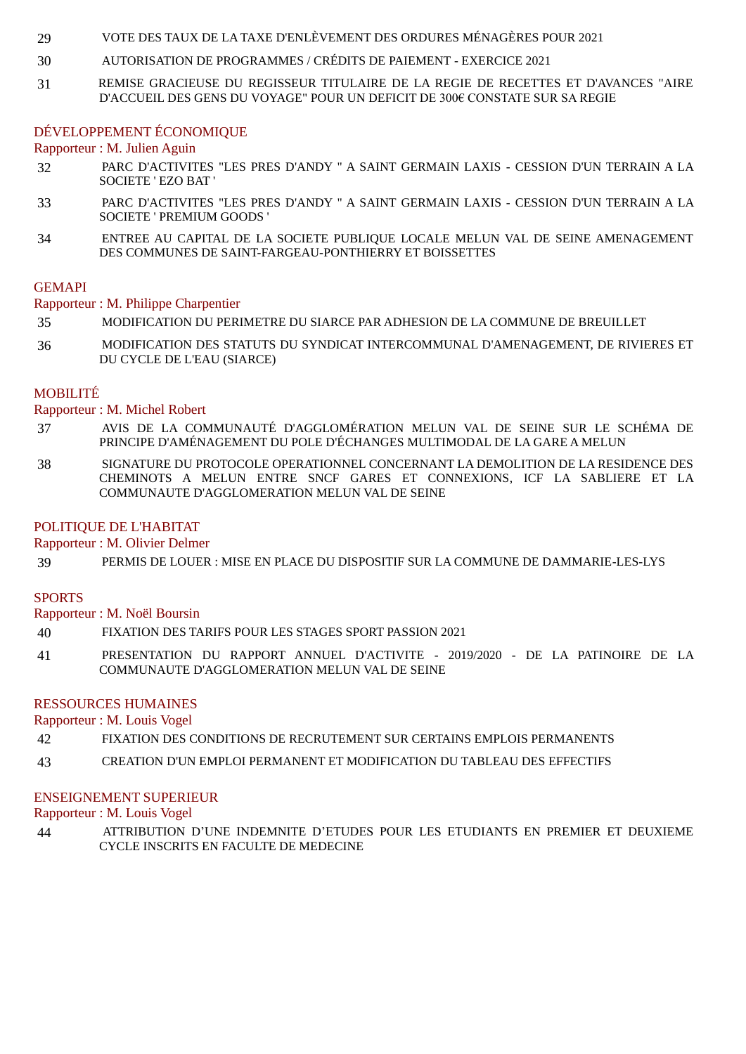29 VOTE DES TAUX DE LA TAXE D'ENLÈVEMENT DES ORDURES MÉNAGÈRES POUR 2021

30 AUTORISATION DE PROGRAMMES / CRÉDITS DE PAIEMENT - EXERCICE 2021

31 REMISE GRACIEUSE DU REGISSEUR TITULAIRE DE LA REGIE DE RECETTES ET D'AVANCES "AIRE D'ACCUEIL DES GENS DU VOYAGE" POUR UN DEFICIT DE 300€ CONSTATE SUR SA REGIE

## DÉVELOPPEMENT ÉCONOMIQUE

Rapporteur : M. Julien Aguin

32 PARC D'ACTIVITES "LES PRES D'ANDY " A SAINT GERMAIN LAXIS - CESSION D'UN TERRAIN A LA SOCIETE ' EZO BAT '

33 PARC D'ACTIVITES "LES PRES D'ANDY " A SAINT GERMAIN LAXIS - CESSION D'UN TERRAIN A LA SOCIETE ' PREMIUM GOODS '

34 ENTREE AU CAPITAL DE LA SOCIETE PUBLIQUE LOCALE MELUN VAL DE SEINE AMENAGEMENT DES COMMUNES DE SAINT-FARGEAU-PONTHIERRY ET BOISSETTES

## GEMAPI

Rapporteur : M. Philippe Charpentier

35 MODIFICATION DU PERIMETRE DU SIARCE PAR ADHESION DE LA COMMUNE DE BREUILLET

36 MODIFICATION DES STATUTS DU SYNDICAT INTERCOMMUNAL D'AMENAGEMENT, DE RIVIERES ET DU CYCLE DE L'EAU (SIARCE)

## MOBILITÉ

Rapporteur : M. Michel Robert

37 AVIS DE LA COMMUNAUTÉ D'AGGLOMÉRATION MELUN VAL DE SEINE SUR LE SCHÉMA DE PRINCIPE D'AMÉNAGEMENT DU POLE D'ÉCHANGES MULTIMODAL DE LA GARE A MELUN

38 SIGNATURE DU PROTOCOLE OPERATIONNEL CONCERNANT LA DEMOLITION DE LA RESIDENCE DES CHEMINOTS A MELUN ENTRE SNCF GARES ET CONNEXIONS, ICF LA SABLIERE ET LA COMMUNAUTE D'AGGLOMERATION MELUN VAL DE SEINE

## POLITIQUE DE L'HABITAT

Rapporteur : M. Olivier Delmer

39 PERMIS DE LOUER : MISE EN PLACE DU DISPOSITIF SUR LA COMMUNE DE DAMMARIE-LES-LYS

## SPORTS

Rapporteur : M. Noël Boursin

40 FIXATION DES TARIFS POUR LES STAGES SPORT PASSION 2021

41 PRESENTATION DU RAPPORT ANNUEL D'ACTIVITE - 2019/2020 - DE LA PATINOIRE DE LA COMMUNAUTE D'AGGLOMERATION MELUN VAL DE SEINE

## RESSOURCES HUMAINES

Rapporteur : M. Louis Vogel

42 FIXATION DES CONDITIONS DE RECRUTEMENT SUR CERTAINS EMPLOIS PERMANENTS

43 CREATION D'UN EMPLOI PERMANENT ET MODIFICATION DU TABLEAU DES EFFECTIFS

## ENSEIGNEMENT SUPERIEUR

Rapporteur : M. Louis Vogel

44 ATTRIBUTION D’UNE INDEMNITE D’ETUDES POUR LES ETUDIANTS EN PREMIER ET DEUXIEME CYCLE INSCRITS EN FACULTE DE MEDECINE